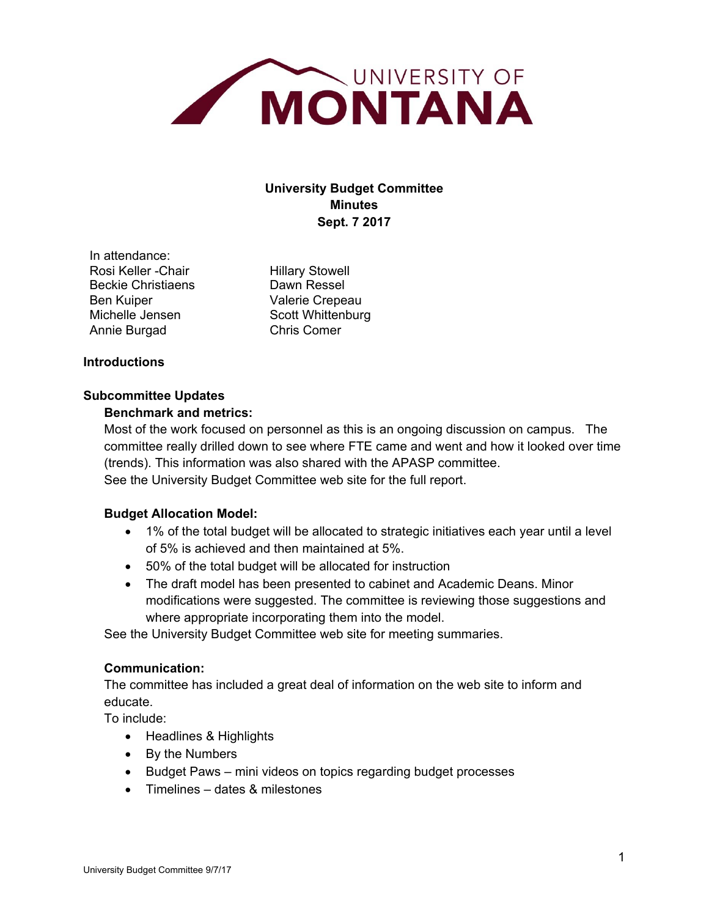# University Budget Committee
## Minutes
## Sept. 7 2017

In attendance:

| | |
|---|---|
| Rosi Keller -Chair | Hillary Stowell |
| Beckie Christiaens | Dawn Ressel |
| Ben Kuiper | Valerie Crepeau |
| Michelle Jensen | Scott Whittenburg |
| Annie Burgad | Chris Comer |

**Introductions**

**Subcommittee Updates**

**Benchmark and metrics:**

Most of the work focused on personnel as this is an ongoing discussion on campus. The committee really drilled down to see where FTE came and went and how it looked over time (trends). This information was also shared with the APASP committee.
See the University Budget Committee web site for the full report.

**Budget Allocation Model:**

- 1% of the total budget will be allocated to strategic initiatives each year until a level of 5% is achieved and then maintained at 5%.
- 50% of the total budget will be allocated for instruction
- The draft model has been presented to cabinet and Academic Deans. Minor modifications were suggested. The committee is reviewing those suggestions and where appropriate incorporating them into the model.

See the University Budget Committee web site for meeting summaries.

**Communication:**

The committee has included a great deal of information on the web site to inform and educate.
To include:

- Headlines & Highlights
- By the Numbers
- Budget Paws – mini videos on topics regarding budget processes
- Timelines – dates & milestones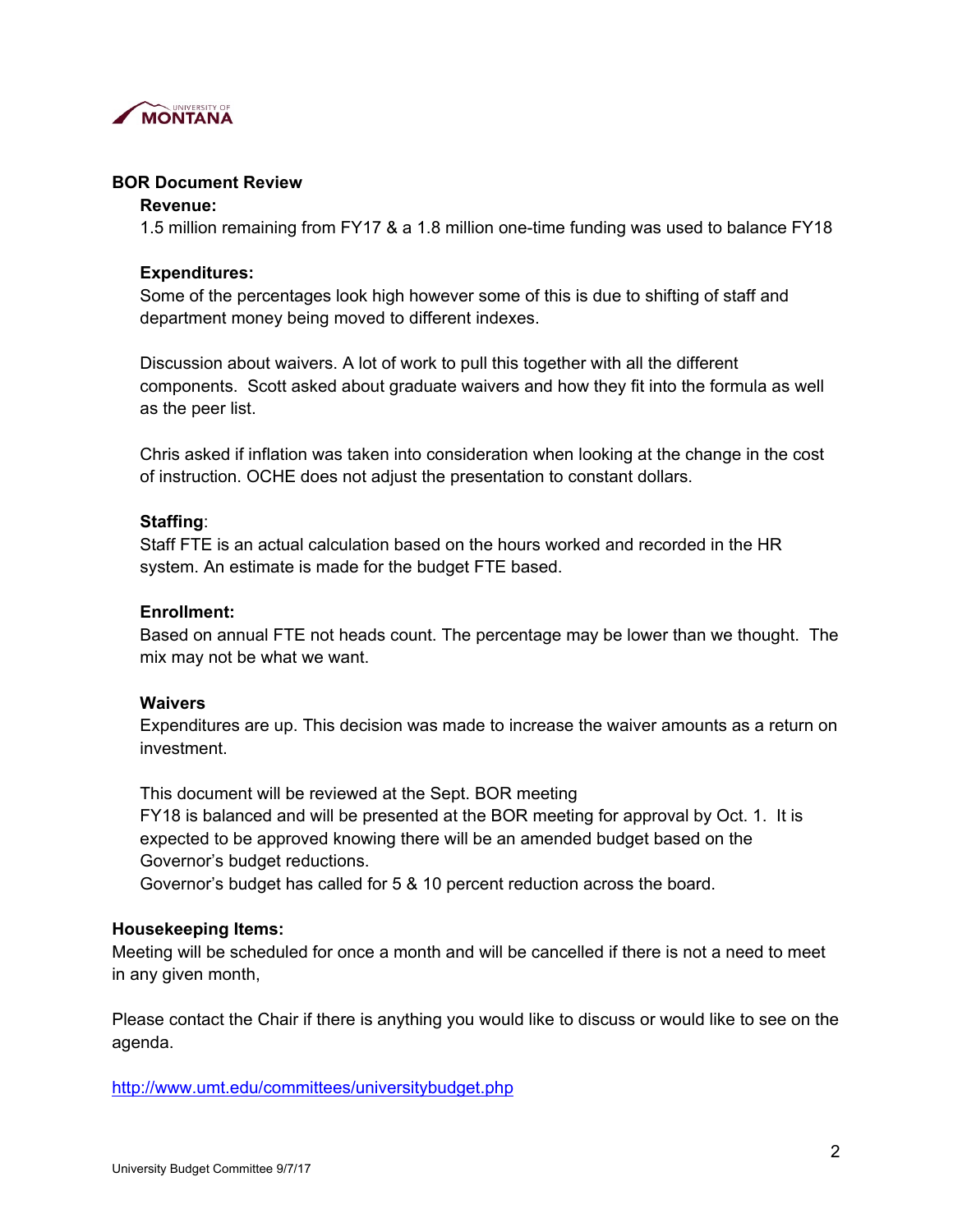**BOR Document Review**

**Revenue:**

1.5 million remaining from FY17 & a 1.8 million one-time funding was used to balance FY18

**Expenditures:**

Some of the percentages look high however some of this is due to shifting of staff and department money being moved to different indexes.

Discussion about waivers. A lot of work to pull this together with all the different components. Scott asked about graduate waivers and how they fit into the formula as well as the peer list.

Chris asked if inflation was taken into consideration when looking at the change in the cost of instruction. OCHE does not adjust the presentation to constant dollars.

**Staffing**:

Staff FTE is an actual calculation based on the hours worked and recorded in the HR system. An estimate is made for the budget FTE based.

**Enrollment:**

Based on annual FTE not heads count. The percentage may be lower than we thought. The mix may not be what we want.

**Waivers**

Expenditures are up. This decision was made to increase the waiver amounts as a return on investment.

This document will be reviewed at the Sept. BOR meeting

FY18 is balanced and will be presented at the BOR meeting for approval by Oct. 1. It is expected to be approved knowing there will be an amended budget based on the Governor's budget reductions.

Governor's budget has called for 5 & 10 percent reduction across the board.

**Housekeeping Items:**

Meeting will be scheduled for once a month and will be cancelled if there is not a need to meet in any given month,

Please contact the Chair if there is anything you would like to discuss or would like to see on the agenda.

http://www.umt.edu/committees/universitybudget.php